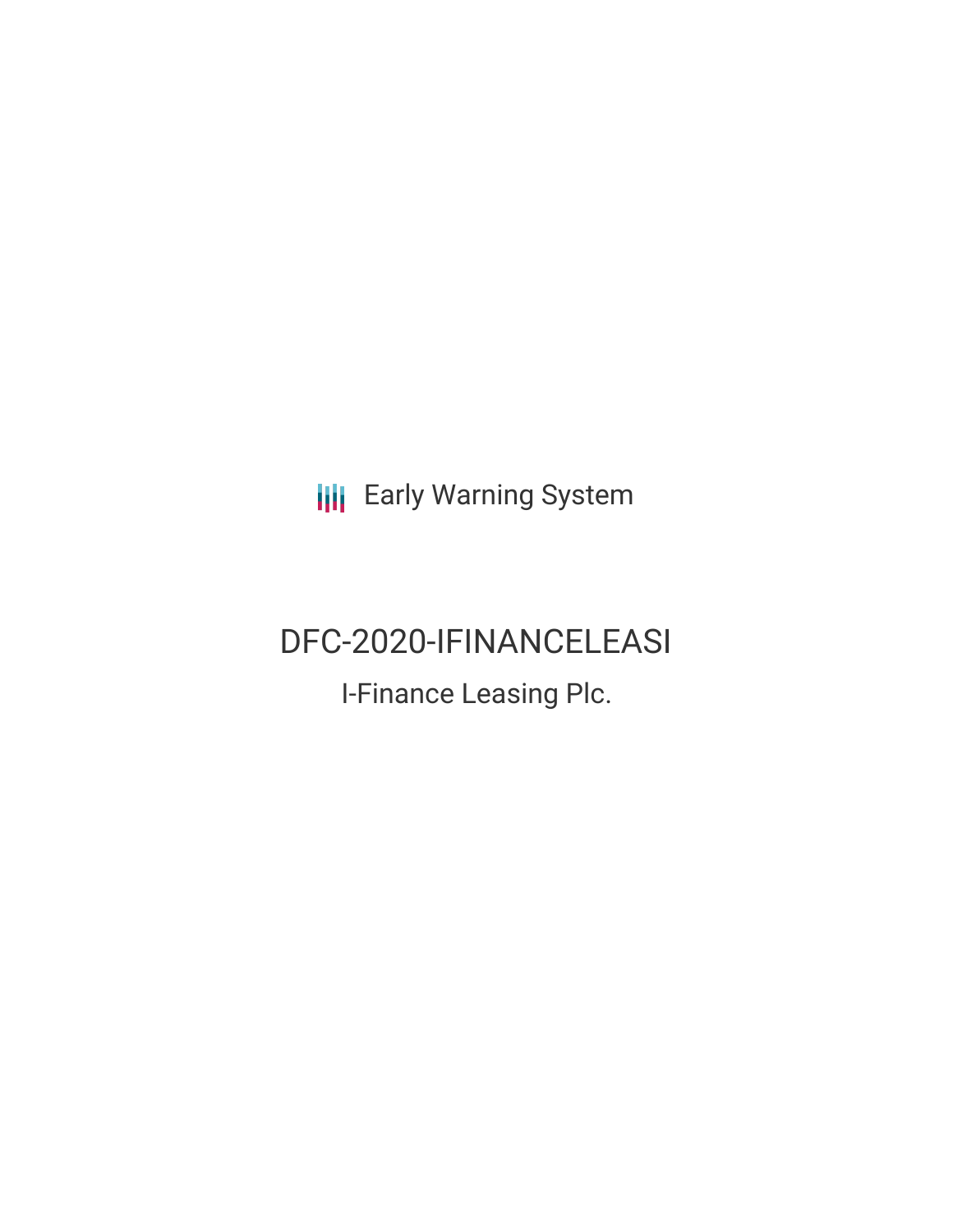Early Warning System

# DFC-2020-IFINANCELEASI

I-Finance Leasing Plc.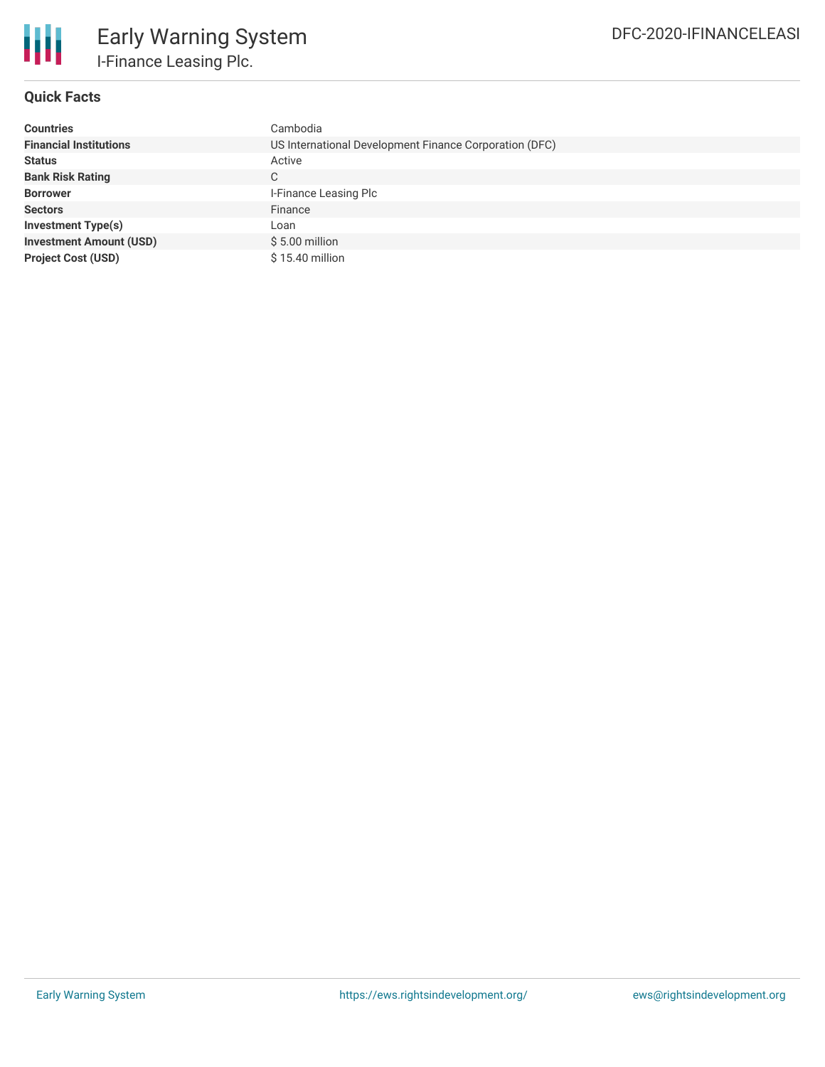## Quick Facts

| | |
|---|---|
| **Countries** | Cambodia |
| **Financial Institutions** | US International Development Finance Corporation (DFC) |
| **Status** | Active |
| **Bank Risk Rating** | C |
| **Borrower** | I-Finance Leasing Plc |
| **Sectors** | Finance |
| **Investment Type(s)** | Loan |
| **Investment Amount (USD)** | $ 5.00 million |
| **Project Cost (USD)** | $ 15.40 million |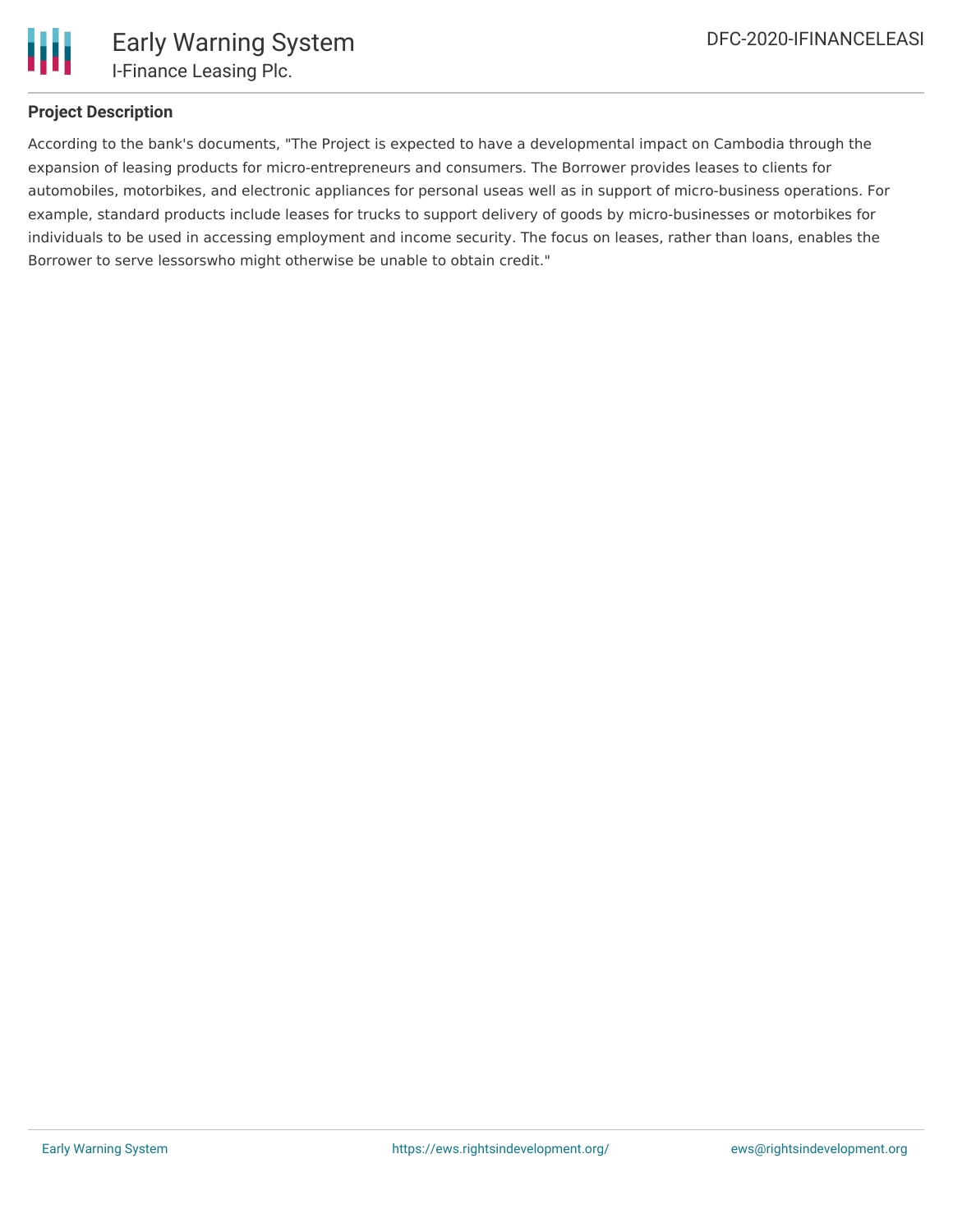## Project Description

According to the bank's documents, "The Project is expected to have a developmental impact on Cambodia through the expansion of leasing products for micro-entrepreneurs and consumers. The Borrower provides leases to clients for automobiles, motorbikes, and electronic appliances for personal useas well as in support of micro-business operations. For example, standard products include leases for trucks to support delivery of goods by micro-businesses or motorbikes for individuals to be used in accessing employment and income security. The focus on leases, rather than loans, enables the Borrower to serve lessorswho might otherwise be unable to obtain credit."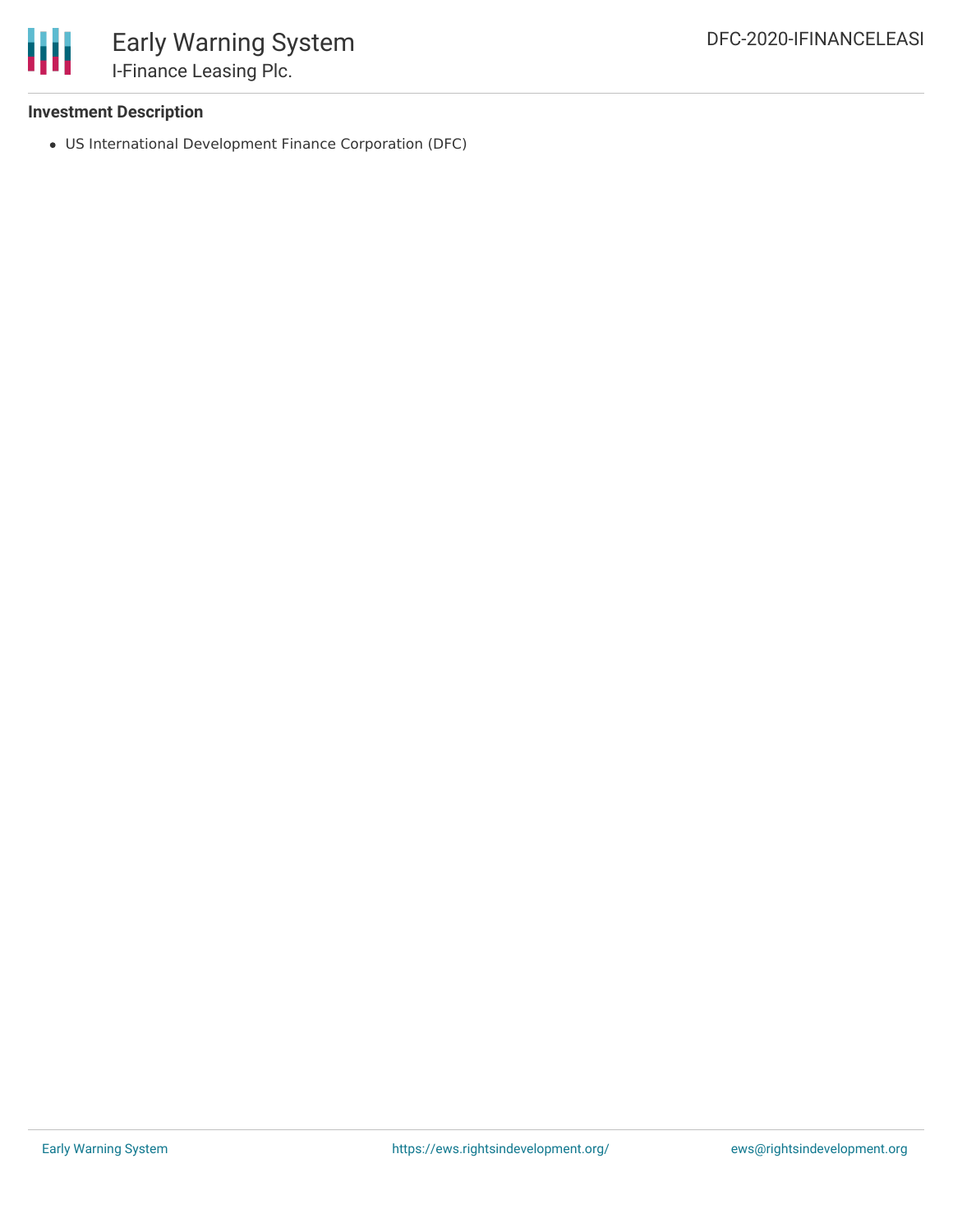**Investment Description**

- US International Development Finance Corporation (DFC)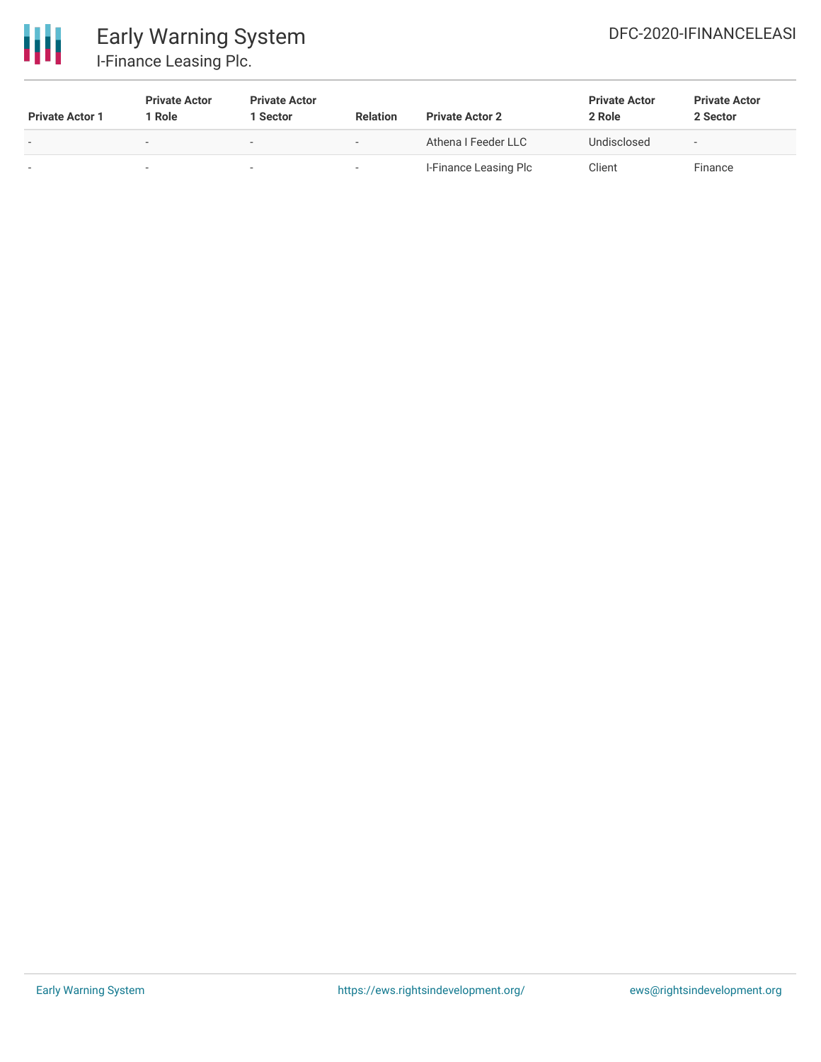| Private Actor 1 | Private Actor 1 Role | Private Actor 1 Sector | Relation | Private Actor 2 | Private Actor 2 Role | Private Actor 2 Sector |
|---|---|---|---|---|---|---|
| - | - | - | - | Athena I Feeder LLC | Undisclosed | - |
| - | - | - | - | I-Finance Leasing Plc | Client | Finance |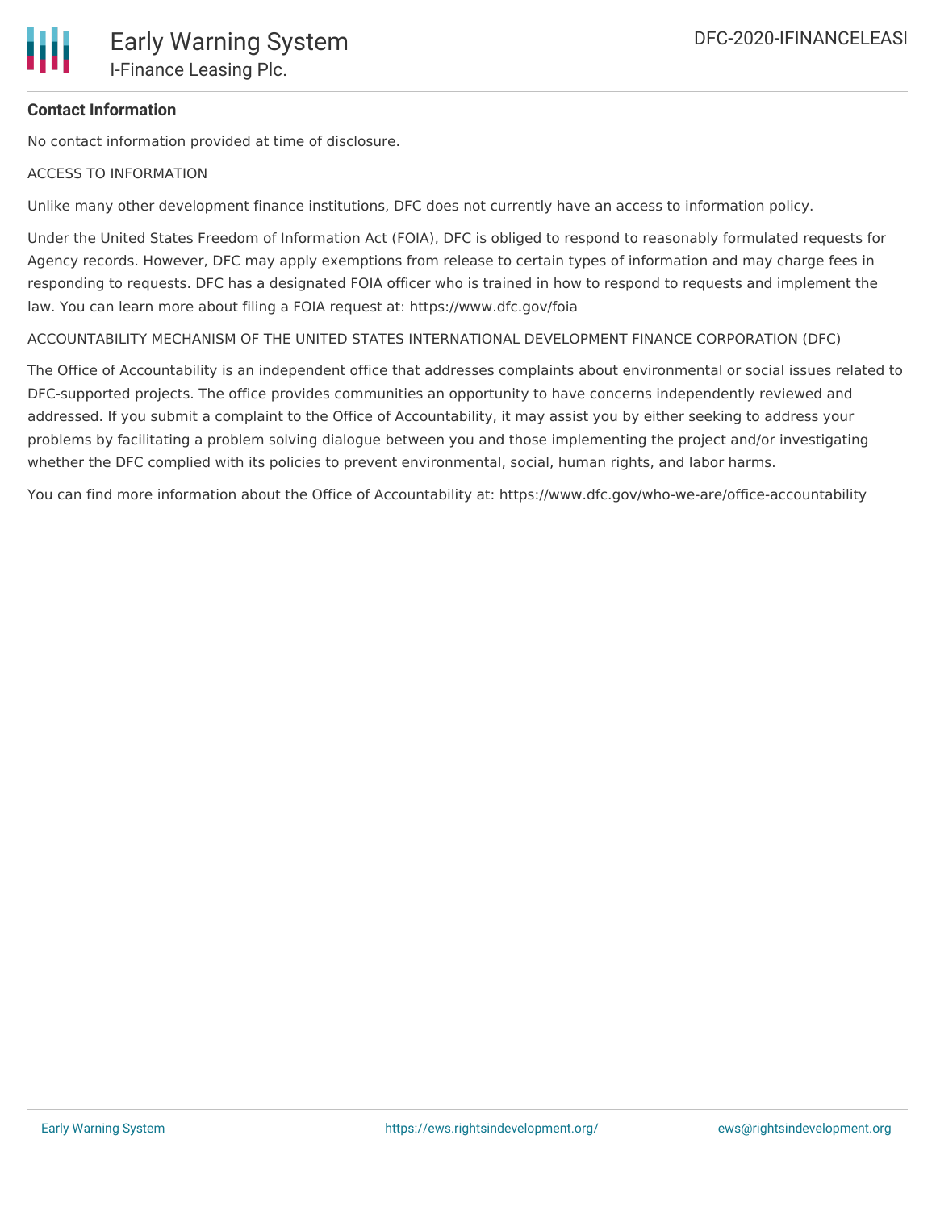**Contact Information**

No contact information provided at time of disclosure.

ACCESS TO INFORMATION

Unlike many other development finance institutions, DFC does not currently have an access to information policy.

Under the United States Freedom of Information Act (FOIA), DFC is obliged to respond to reasonably formulated requests for Agency records. However, DFC may apply exemptions from release to certain types of information and may charge fees in responding to requests. DFC has a designated FOIA officer who is trained in how to respond to requests and implement the law. You can learn more about filing a FOIA request at: https://www.dfc.gov/foia

ACCOUNTABILITY MECHANISM OF THE UNITED STATES INTERNATIONAL DEVELOPMENT FINANCE CORPORATION (DFC)

The Office of Accountability is an independent office that addresses complaints about environmental or social issues related to DFC-supported projects. The office provides communities an opportunity to have concerns independently reviewed and addressed. If you submit a complaint to the Office of Accountability, it may assist you by either seeking to address your problems by facilitating a problem solving dialogue between you and those implementing the project and/or investigating whether the DFC complied with its policies to prevent environmental, social, human rights, and labor harms.

You can find more information about the Office of Accountability at: https://www.dfc.gov/who-we-are/office-accountability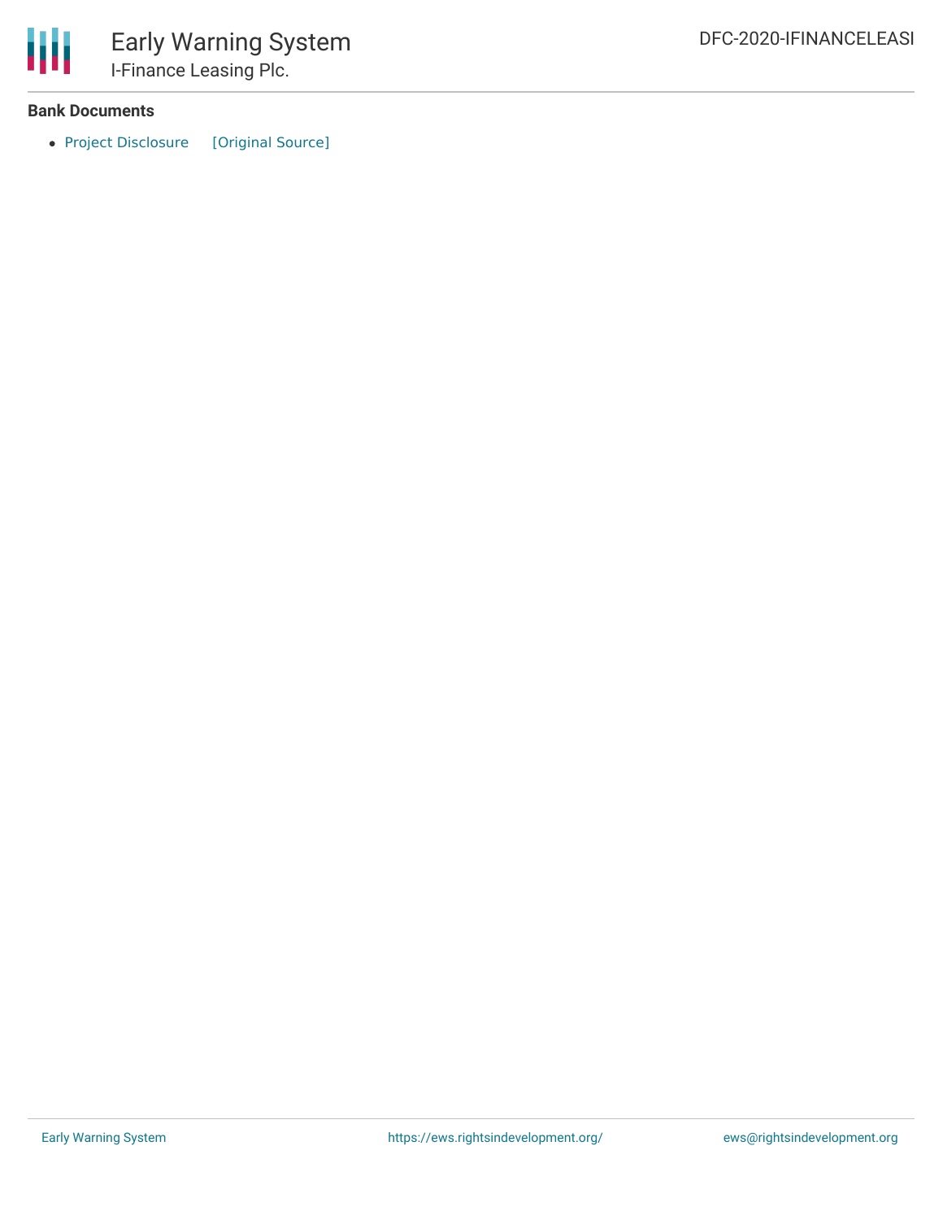**Bank Documents**

- Project Disclosure [Original Source]